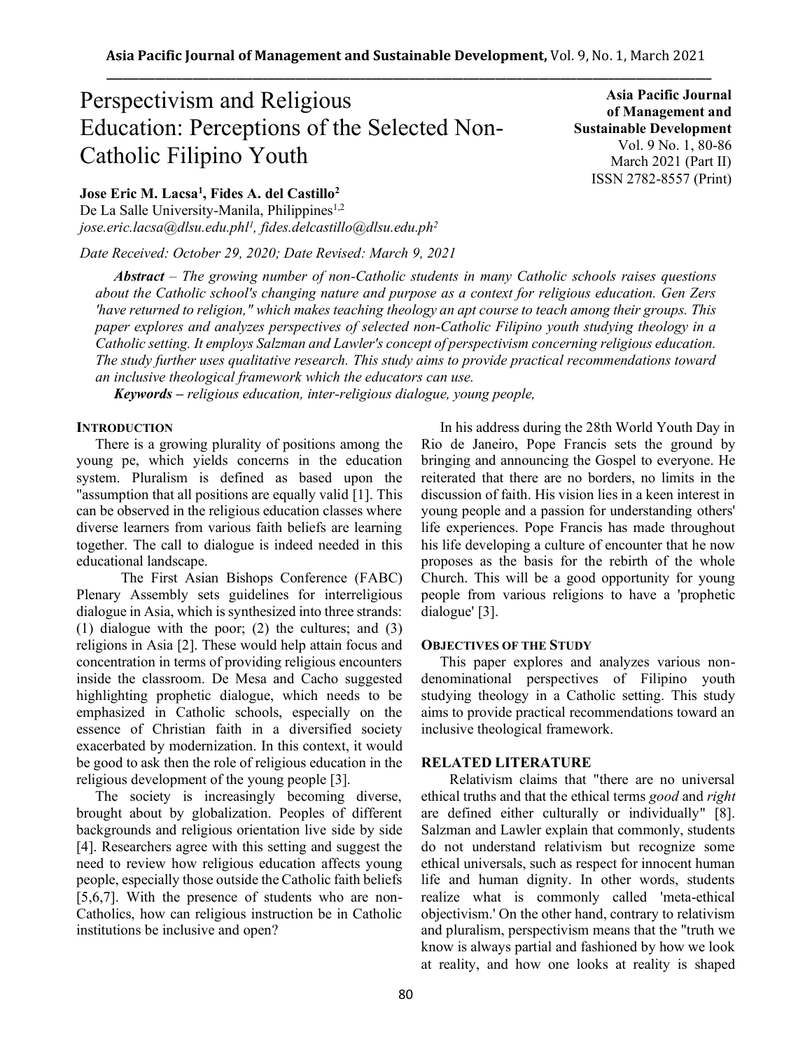# Perspectivism and Religious Education: Perceptions of the Selected Non-Catholic Filipino Youth

**Asia Pacific Journal of Management and Sustainable Development**
Vol. 9 No. 1, 80-86
March 2021 (Part II)
ISSN 2782-8557 (Print)

**Jose Eric M. Lacsa[1], Fides A. del Castillo[2]**
De La Salle University-Manila, Philippines[1,2]
*jose.eric.lacsa@dlsu.edu.phl[1], fides.delcastillo@dlsu.edu.ph[2]*

*Date Received: October 29, 2020; Date Revised: March 9, 2021*

***Abstract** – The growing number of non-Catholic students in many Catholic schools raises questions about the Catholic school's changing nature and purpose as a context for religious education. Gen Zers 'have returned to religion," which makes teaching theology an apt course to teach among their groups. This paper explores and analyzes perspectives of selected non-Catholic Filipino youth studying theology in a Catholic setting. It employs Salzman and Lawler's concept of perspectivism concerning religious education. The study further uses qualitative research. This study aims to provide practical recommendations toward an inclusive theological framework which the educators can use.*

***Keywords** – religious education, inter-religious dialogue, young people,*

## INTRODUCTION

There is a growing plurality of positions among the young pe, which yields concerns in the education system. Pluralism is defined as based upon the "assumption that all positions are equally valid [1]. This can be observed in the religious education classes where diverse learners from various faith beliefs are learning together. The call to dialogue is indeed needed in this educational landscape.

The First Asian Bishops Conference (FABC) Plenary Assembly sets guidelines for interreligious dialogue in Asia, which is synthesized into three strands: (1) dialogue with the poor; (2) the cultures; and (3) religions in Asia [2]. These would help attain focus and concentration in terms of providing religious encounters inside the classroom. De Mesa and Cacho suggested highlighting prophetic dialogue, which needs to be emphasized in Catholic schools, especially on the essence of Christian faith in a diversified society exacerbated by modernization. In this context, it would be good to ask then the role of religious education in the religious development of the young people [3].

The society is increasingly becoming diverse, brought about by globalization. Peoples of different backgrounds and religious orientation live side by side [4]. Researchers agree with this setting and suggest the need to review how religious education affects young people, especially those outside the Catholic faith beliefs [5,6,7]. With the presence of students who are non-Catholics, how can religious instruction be in Catholic institutions be inclusive and open?

In his address during the 28th World Youth Day in Rio de Janeiro, Pope Francis sets the ground by bringing and announcing the Gospel to everyone. He reiterated that there are no borders, no limits in the discussion of faith. His vision lies in a keen interest in young people and a passion for understanding others' life experiences. Pope Francis has made throughout his life developing a culture of encounter that he now proposes as the basis for the rebirth of the whole Church. This will be a good opportunity for young people from various religions to have a 'prophetic dialogue' [3].

## OBJECTIVES OF THE STUDY

This paper explores and analyzes various non-denominational perspectives of Filipino youth studying theology in a Catholic setting. This study aims to provide practical recommendations toward an inclusive theological framework.

## RELATED LITERATURE

Relativism claims that "there are no universal ethical truths and that the ethical terms *good* and *right* are defined either culturally or individually" [8]. Salzman and Lawler explain that commonly, students do not understand relativism but recognize some ethical universals, such as respect for innocent human life and human dignity. In other words, students realize what is commonly called 'meta-ethical objectivism.' On the other hand, contrary to relativism and pluralism, perspectivism means that the "truth we know is always partial and fashioned by how we look at reality, and how one looks at reality is shaped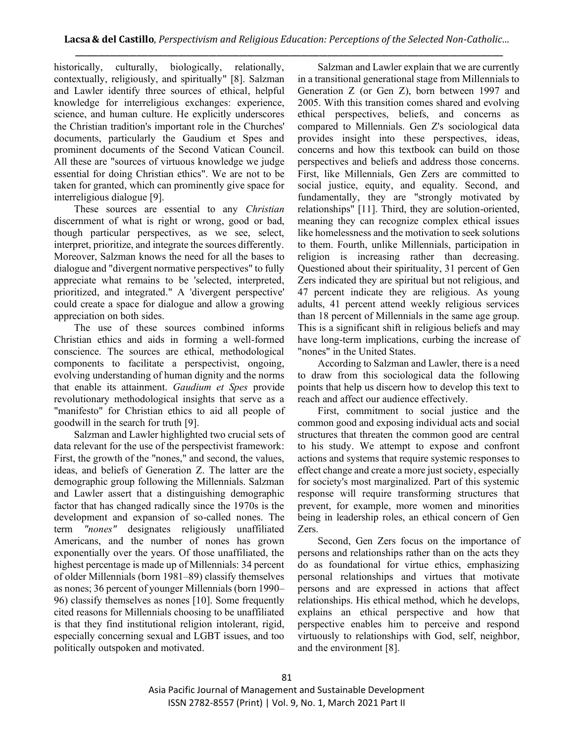historically, culturally, biologically, relationally, contextually, religiously, and spiritually" [8]. Salzman and Lawler identify three sources of ethical, helpful knowledge for interreligious exchanges: experience, science, and human culture. He explicitly underscores the Christian tradition's important role in the Churches' documents, particularly the Gaudium et Spes and prominent documents of the Second Vatican Council. All these are "sources of virtuous knowledge we judge essential for doing Christian ethics". We are not to be taken for granted, which can prominently give space for interreligious dialogue [9].

These sources are essential to any *Christian* discernment of what is right or wrong, good or bad, though particular perspectives, as we see, select, interpret, prioritize, and integrate the sources differently. Moreover, Salzman knows the need for all the bases to dialogue and "divergent normative perspectives" to fully appreciate what remains to be 'selected, interpreted, prioritized, and integrated.' A 'divergent perspective' could create a space for dialogue and allow a growing appreciation on both sides.

The use of these sources combined informs Christian ethics and aids in forming a well-formed conscience. The sources are ethical, methodological components to facilitate a perspectivist, ongoing, evolving understanding of human dignity and the norms that enable its attainment. *Gaudium et Spes* provide revolutionary methodological insights that serve as a "manifesto" for Christian ethics to aid all people of goodwill in the search for truth [9].

Salzman and Lawler highlighted two crucial sets of data relevant for the use of the perspectivist framework: First, the growth of the "nones," and second, the values, ideas, and beliefs of Generation Z. The latter are the demographic group following the Millennials. Salzman and Lawler assert that a distinguishing demographic factor that has changed radically since the 1970s is the development and expansion of so-called nones. The term *"nones"* designates religiously unaffiliated Americans, and the number of nones has grown exponentially over the years. Of those unaffiliated, the highest percentage is made up of Millennials: 34 percent of older Millennials (born 1981–89) classify themselves as nones; 36 percent of younger Millennials (born 1990–96) classify themselves as nones [10]. Some frequently cited reasons for Millennials choosing to be unaffiliated is that they find institutional religion intolerant, rigid, especially concerning sexual and LGBT issues, and too politically outspoken and motivated.

Salzman and Lawler explain that we are currently in a transitional generational stage from Millennials to Generation Z (or Gen Z), born between 1997 and 2005. With this transition comes shared and evolving ethical perspectives, beliefs, and concerns as compared to Millennials. Gen Z's sociological data provides insight into these perspectives, ideas, concerns and how this textbook can build on those perspectives and beliefs and address those concerns. First, like Millennials, Gen Zers are committed to social justice, equity, and equality. Second, and fundamentally, they are "strongly motivated by relationships" [11]. Third, they are solution-oriented, meaning they can recognize complex ethical issues like homelessness and the motivation to seek solutions to them. Fourth, unlike Millennials, participation in religion is increasing rather than decreasing. Questioned about their spirituality, 31 percent of Gen Zers indicated they are spiritual but not religious, and 47 percent indicate they are religious. As young adults, 41 percent attend weekly religious services than 18 percent of Millennials in the same age group. This is a significant shift in religious beliefs and may have long-term implications, curbing the increase of "nones" in the United States.

According to Salzman and Lawler, there is a need to draw from this sociological data the following points that help us discern how to develop this text to reach and affect our audience effectively.

First, commitment to social justice and the common good and exposing individual acts and social structures that threaten the common good are central to his study. We attempt to expose and confront actions and systems that require systemic responses to effect change and create a more just society, especially for society's most marginalized. Part of this systemic response will require transforming structures that prevent, for example, more women and minorities being in leadership roles, an ethical concern of Gen Zers.

Second, Gen Zers focus on the importance of persons and relationships rather than on the acts they do as foundational for virtue ethics, emphasizing personal relationships and virtues that motivate persons and are expressed in actions that affect relationships. His ethical method, which he develops, explains an ethical perspective and how that perspective enables him to perceive and respond virtuously to relationships with God, self, neighbor, and the environment [8].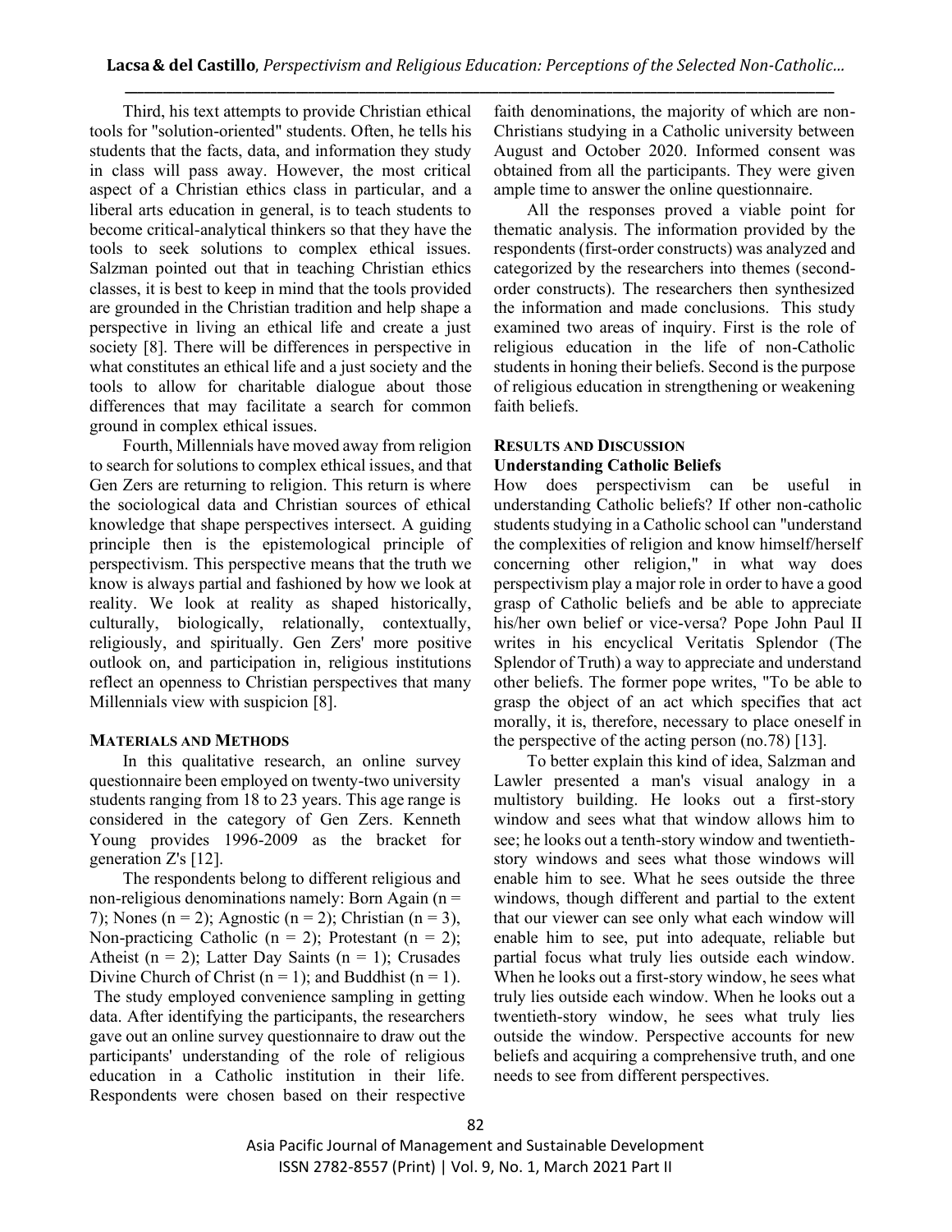Third, his text attempts to provide Christian ethical tools for "solution-oriented" students. Often, he tells his students that the facts, data, and information they study in class will pass away. However, the most critical aspect of a Christian ethics class in particular, and a liberal arts education in general, is to teach students to become critical-analytical thinkers so that they have the tools to seek solutions to complex ethical issues. Salzman pointed out that in teaching Christian ethics classes, it is best to keep in mind that the tools provided are grounded in the Christian tradition and help shape a perspective in living an ethical life and create a just society [8]. There will be differences in perspective in what constitutes an ethical life and a just society and the tools to allow for charitable dialogue about those differences that may facilitate a search for common ground in complex ethical issues.

Fourth, Millennials have moved away from religion to search for solutions to complex ethical issues, and that Gen Zers are returning to religion. This return is where the sociological data and Christian sources of ethical knowledge that shape perspectives intersect. A guiding principle then is the epistemological principle of perspectivism. This perspective means that the truth we know is always partial and fashioned by how we look at reality. We look at reality as shaped historically, culturally, biologically, relationally, contextually, religiously, and spiritually. Gen Zers' more positive outlook on, and participation in, religious institutions reflect an openness to Christian perspectives that many Millennials view with suspicion [8].

## MATERIALS AND METHODS

In this qualitative research, an online survey questionnaire been employed on twenty-two university students ranging from 18 to 23 years. This age range is considered in the category of Gen Zers. Kenneth Young provides 1996-2009 as the bracket for generation Z's [12].

The respondents belong to different religious and non-religious denominations namely: Born Again (n = 7); Nones (n = 2); Agnostic (n = 2); Christian (n = 3), Non-practicing Catholic (n = 2); Protestant (n = 2); Atheist (n = 2); Latter Day Saints (n = 1); Crusades Divine Church of Christ (n = 1); and Buddhist (n = 1). The study employed convenience sampling in getting data. After identifying the participants, the researchers gave out an online survey questionnaire to draw out the participants' understanding of the role of religious education in a Catholic institution in their life. Respondents were chosen based on their respective faith denominations, the majority of which are non-Christians studying in a Catholic university between August and October 2020. Informed consent was obtained from all the participants. They were given ample time to answer the online questionnaire.

All the responses proved a viable point for thematic analysis. The information provided by the respondents (first-order constructs) was analyzed and categorized by the researchers into themes (second-order constructs). The researchers then synthesized the information and made conclusions. This study examined two areas of inquiry. First is the role of religious education in the life of non-Catholic students in honing their beliefs. Second is the purpose of religious education in strengthening or weakening faith beliefs.

## RESULTS AND DISCUSSION

### Understanding Catholic Beliefs

How does perspectivism can be useful in understanding Catholic beliefs? If other non-catholic students studying in a Catholic school can "understand the complexities of religion and know himself/herself concerning other religion," in what way does perspectivism play a major role in order to have a good grasp of Catholic beliefs and be able to appreciate his/her own belief or vice-versa? Pope John Paul II writes in his encyclical Veritatis Splendor (The Splendor of Truth) a way to appreciate and understand other beliefs. The former pope writes, "To be able to grasp the object of an act which specifies that act morally, it is, therefore, necessary to place oneself in the perspective of the acting person (no.78) [13].

To better explain this kind of idea, Salzman and Lawler presented a man's visual analogy in a multistory building. He looks out a first-story window and sees what that window allows him to see; he looks out a tenth-story window and twentieth-story windows and sees what those windows will enable him to see. What he sees outside the three windows, though different and partial to the extent that our viewer can see only what each window will enable him to see, put into adequate, reliable but partial focus what truly lies outside each window. When he looks out a first-story window, he sees what truly lies outside each window. When he looks out a twentieth-story window, he sees what truly lies outside the window. Perspective accounts for new beliefs and acquiring a comprehensive truth, and one needs to see from different perspectives.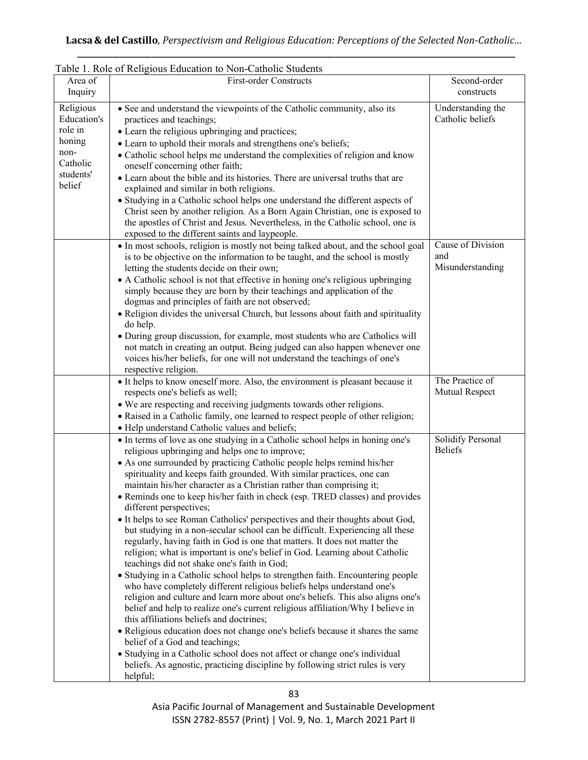Table 1. Role of Religious Education to Non-Catholic Students

| Area of Inquiry | First-order Constructs | Second-order constructs |
|---|---|---|
| Religious Education's role in honing non-Catholic students' belief | • See and understand the viewpoints of the Catholic community, also its practices and teachings;<br>• Learn the religious upbringing and practices;<br>• Learn to uphold their morals and strengthens one's beliefs;<br>• Catholic school helps me understand the complexities of religion and know oneself concerning other faith;<br>• Learn about the bible and its histories. There are universal truths that are explained and similar in both religions.<br>• Studying in a Catholic school helps one understand the different aspects of Christ seen by another religion. As a Born Again Christian, one is exposed to the apostles of Christ and Jesus. Nevertheless, in the Catholic school, one is exposed to the different saints and laypeople. | Understanding the Catholic beliefs |
| | • In most schools, religion is mostly not being talked about, and the school goal is to be objective on the information to be taught, and the school is mostly letting the students decide on their own;<br>• A Catholic school is not that effective in honing one's religious upbringing simply because they are born by their teachings and application of the dogmas and principles of faith are not observed;<br>• Religion divides the universal Church, but lessons about faith and spirituality do help.<br>• During group discussion, for example, most students who are Catholics will not match in creating an output. Being judged can also happen whenever one voices his/her beliefs, for one will not understand the teachings of one's respective religion. | Cause of Division and Misunderstanding |
| | • It helps to know oneself more. Also, the environment is pleasant because it respects one's beliefs as well;<br>• We are respecting and receiving judgments towards other religions.<br>• Raised in a Catholic family, one learned to respect people of other religion;<br>• Help understand Catholic values and beliefs; | The Practice of Mutual Respect |
| | • In terms of love as one studying in a Catholic school helps in honing one's religious upbringing and helps one to improve;<br>• As one surrounded by practicing Catholic people helps remind his/her spirituality and keeps faith grounded. With similar practices, one can maintain his/her character as a Christian rather than comprising it;<br>• Reminds one to keep his/her faith in check (esp. TRED classes) and provides different perspectives;<br>• It helps to see Roman Catholics' perspectives and their thoughts about God, but studying in a non-secular school can be difficult. Experiencing all these regularly, having faith in God is one that matters. It does not matter the religion; what is important is one's belief in God. Learning about Catholic teachings did not shake one's faith in God;<br>• Studying in a Catholic school helps to strengthen faith. Encountering people who have completely different religious beliefs helps understand one's religion and culture and learn more about one's beliefs. This also aligns one's belief and help to realize one's current religious affiliation/Why I believe in this affiliations beliefs and doctrines;<br>• Religious education does not change one's beliefs because it shares the same belief of a God and teachings;<br>• Studying in a Catholic school does not affect or change one's individual beliefs. As agnostic, practicing discipline by following strict rules is very helpful; | Solidify Personal Beliefs |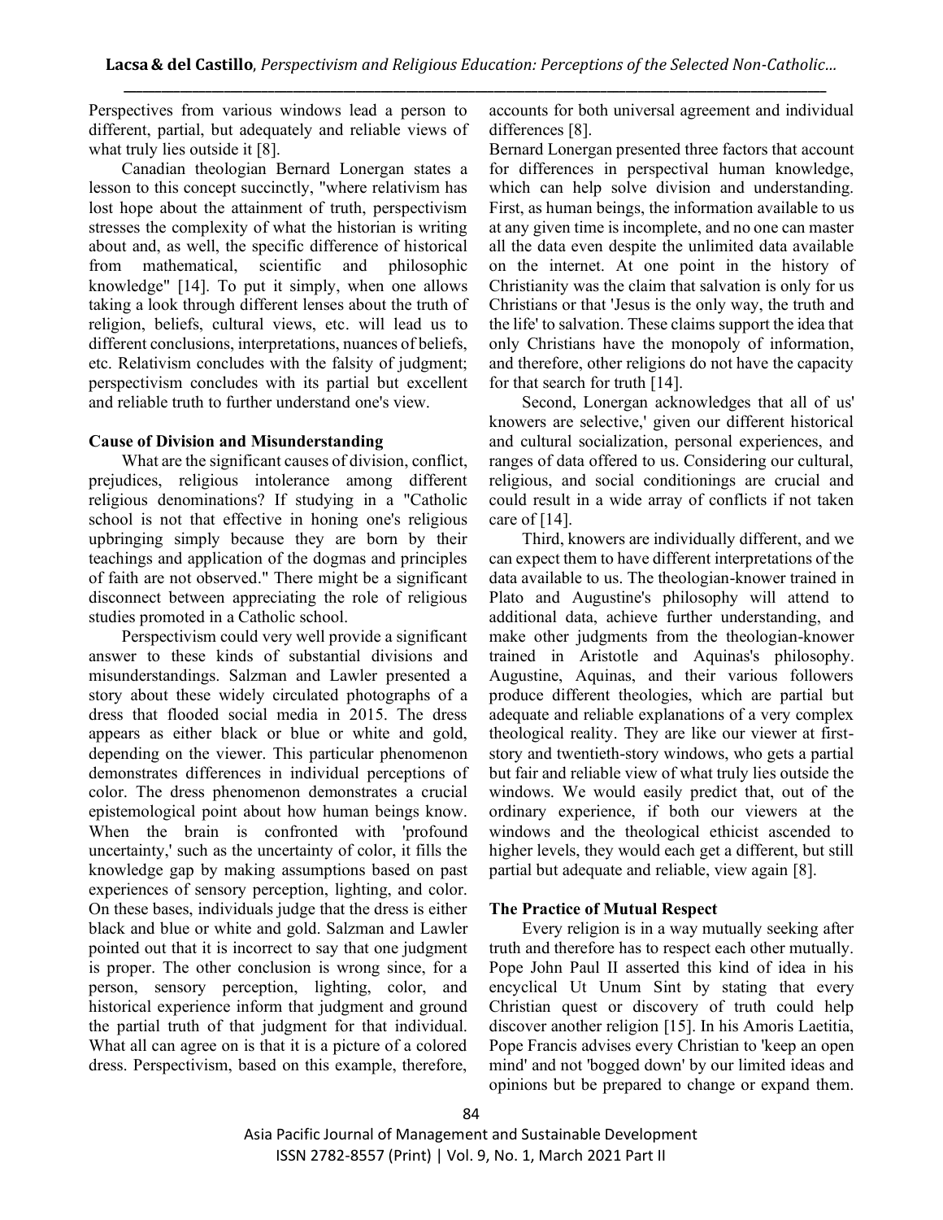Perspectives from various windows lead a person to different, partial, but adequately and reliable views of what truly lies outside it [8].

Canadian theologian Bernard Lonergan states a lesson to this concept succinctly, "where relativism has lost hope about the attainment of truth, perspectivism stresses the complexity of what the historian is writing about and, as well, the specific difference of historical from mathematical, scientific and philosophic knowledge" [14]. To put it simply, when one allows taking a look through different lenses about the truth of religion, beliefs, cultural views, etc. will lead us to different conclusions, interpretations, nuances of beliefs, etc. Relativism concludes with the falsity of judgment; perspectivism concludes with its partial but excellent and reliable truth to further understand one's view.

**Cause of Division and Misunderstanding**

What are the significant causes of division, conflict, prejudices, religious intolerance among different religious denominations? If studying in a "Catholic school is not that effective in honing one's religious upbringing simply because they are born by their teachings and application of the dogmas and principles of faith are not observed." There might be a significant disconnect between appreciating the role of religious studies promoted in a Catholic school.

Perspectivism could very well provide a significant answer to these kinds of substantial divisions and misunderstandings. Salzman and Lawler presented a story about these widely circulated photographs of a dress that flooded social media in 2015. The dress appears as either black or blue or white and gold, depending on the viewer. This particular phenomenon demonstrates differences in individual perceptions of color. The dress phenomenon demonstrates a crucial epistemological point about how human beings know. When the brain is confronted with 'profound uncertainty,' such as the uncertainty of color, it fills the knowledge gap by making assumptions based on past experiences of sensory perception, lighting, and color. On these bases, individuals judge that the dress is either black and blue or white and gold. Salzman and Lawler pointed out that it is incorrect to say that one judgment is proper. The other conclusion is wrong since, for a person, sensory perception, lighting, color, and historical experience inform that judgment and ground the partial truth of that judgment for that individual. What all can agree on is that it is a picture of a colored dress. Perspectivism, based on this example, therefore, accounts for both universal agreement and individual differences [8].

Bernard Lonergan presented three factors that account for differences in perspectival human knowledge, which can help solve division and understanding. First, as human beings, the information available to us at any given time is incomplete, and no one can master all the data even despite the unlimited data available on the internet. At one point in the history of Christianity was the claim that salvation is only for us Christians or that 'Jesus is the only way, the truth and the life' to salvation. These claims support the idea that only Christians have the monopoly of information, and therefore, other religions do not have the capacity for that search for truth [14].

Second, Lonergan acknowledges that all of us' knowers are selective,' given our different historical and cultural socialization, personal experiences, and ranges of data offered to us. Considering our cultural, religious, and social conditionings are crucial and could result in a wide array of conflicts if not taken care of [14].

Third, knowers are individually different, and we can expect them to have different interpretations of the data available to us. The theologian-knower trained in Plato and Augustine's philosophy will attend to additional data, achieve further understanding, and make other judgments from the theologian-knower trained in Aristotle and Aquinas's philosophy. Augustine, Aquinas, and their various followers produce different theologies, which are partial but adequate and reliable explanations of a very complex theological reality. They are like our viewer at first-story and twentieth-story windows, who gets a partial but fair and reliable view of what truly lies outside the windows. We would easily predict that, out of the ordinary experience, if both our viewers at the windows and the theological ethicist ascended to higher levels, they would each get a different, but still partial but adequate and reliable, view again [8].

**The Practice of Mutual Respect**

Every religion is in a way mutually seeking after truth and therefore has to respect each other mutually. Pope John Paul II asserted this kind of idea in his encyclical Ut Unum Sint by stating that every Christian quest or discovery of truth could help discover another religion [15]. In his Amoris Laetitia, Pope Francis advises every Christian to 'keep an open mind' and not 'bogged down' by our limited ideas and opinions but be prepared to change or expand them.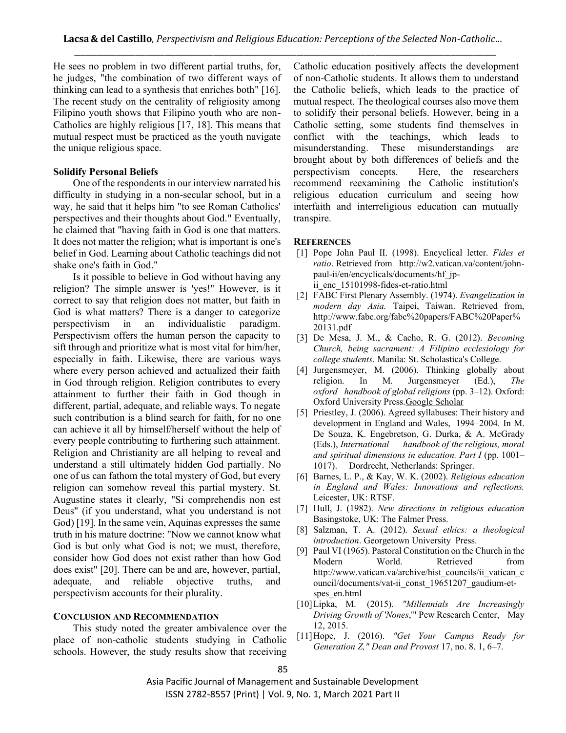He sees no problem in two different partial truths, for, he judges, "the combination of two different ways of thinking can lead to a synthesis that enriches both" [16]. The recent study on the centrality of religiosity among Filipino youth shows that Filipino youth who are non-Catholics are highly religious [17, 18]. This means that mutual respect must be practiced as the youth navigate the unique religious space.

### Solidify Personal Beliefs

One of the respondents in our interview narrated his difficulty in studying in a non-secular school, but in a way, he said that it helps him "to see Roman Catholics' perspectives and their thoughts about God." Eventually, he claimed that "having faith in God is one that matters. It does not matter the religion; what is important is one's belief in God. Learning about Catholic teachings did not shake one's faith in God."

Is it possible to believe in God without having any religion? The simple answer is 'yes!" However, is it correct to say that religion does not matter, but faith in God is what matters? There is a danger to categorize perspectivism in an individualistic paradigm. Perspectivism offers the human person the capacity to sift through and prioritize what is most vital for him/her, especially in faith. Likewise, there are various ways where every person achieved and actualized their faith in God through religion. Religion contributes to every attainment to further their faith in God though in different, partial, adequate, and reliable ways. To negate such contribution is a blind search for faith, for no one can achieve it all by himself/herself without the help of every people contributing to furthering such attainment. Religion and Christianity are all helping to reveal and understand a still ultimately hidden God partially. No one of us can fathom the total mystery of God, but every religion can somehow reveal this partial mystery. St. Augustine states it clearly, "Si comprehendis non est Deus" (if you understand, what you understand is not God) [19]. In the same vein, Aquinas expresses the same truth in his mature doctrine: "Now we cannot know what God is but only what God is not; we must, therefore, consider how God does not exist rather than how God does exist" [20]. There can be and are, however, partial, adequate, and reliable objective truths, and perspectivism accounts for their plurality.

## CONCLUSION AND RECOMMENDATION

This study noted the greater ambivalence over the place of non-catholic students studying in Catholic schools. However, the study results show that receiving Catholic education positively affects the development of non-Catholic students. It allows them to understand the Catholic beliefs, which leads to the practice of mutual respect. The theological courses also move them to solidify their personal beliefs. However, being in a Catholic setting, some students find themselves in conflict with the teachings, which leads to misunderstanding. These misunderstandings are brought about by both differences of beliefs and the perspectivism concepts. Here, the researchers recommend reexamining the Catholic institution's religious education curriculum and seeing how interfaith and interreligious education can mutually transpire.

## REFERENCES

[1] Pope John Paul II. (1998). Encyclical letter. *Fides et ratio*. Retrieved from http://w2.vatican.va/content/john-paul-ii/en/encyclicals/documents/hf_jp-ii_enc_15101998-fides-et-ratio.html

[2] FABC First Plenary Assembly. (1974). *Evangelization in modern day Asia.* Taipei, Taiwan. Retrieved from, http://www.fabc.org/fabc%20papers/FABC%20Paper%20131.pdf

[3] De Mesa, J. M., & Cacho, R. G. (2012). *Becoming Church, being sacrament: A Filipino ecclesiology for college students*. Manila: St. Scholastica's College.

[4] Jurgensmeyer, M. (2006). Thinking globally about religion. In M. Jurgensmeyer (Ed.), *The oxford handbook of global religions* (pp. 3–12). Oxford: Oxford University Press.Google Scholar

[5] Priestley, J. (2006). Agreed syllabuses: Their history and development in England and Wales, 1994–2004. In M. De Souza, K. Engebretson, G. Durka, & A. McGrady (Eds.), *International handbook of the religious, moral and spiritual dimensions in education. Part I* (pp. 1001–1017). Dordrecht, Netherlands: Springer.

[6] Barnes, L. P., & Kay, W. K. (2002). *Religious education in England and Wales: Innovations and reflections.* Leicester, UK: RTSF.

[7] Hull, J. (1982). *New directions in religious education* Basingstoke, UK: The Falmer Press.

[8] Salzman, T. A. (2012). *Sexual ethics: a theological introduction*. Georgetown University Press.

[9] Paul VI (1965). Pastoral Constitution on the Church in the Modern World. Retrieved from http://www.vatican.va/archive/hist_councils/ii_vatican_council/documents/vat-ii_const_19651207_gaudium-et-spes_en.html

[10] Lipka, M. (2015). *"Millennials Are Increasingly Driving Growth of 'Nones*,'" Pew Research Center, May 12, 2015.

[11] Hope, J. (2016). *"Get Your Campus Ready for Generation Z," Dean and Provost* 17, no. 8. 1, 6–7.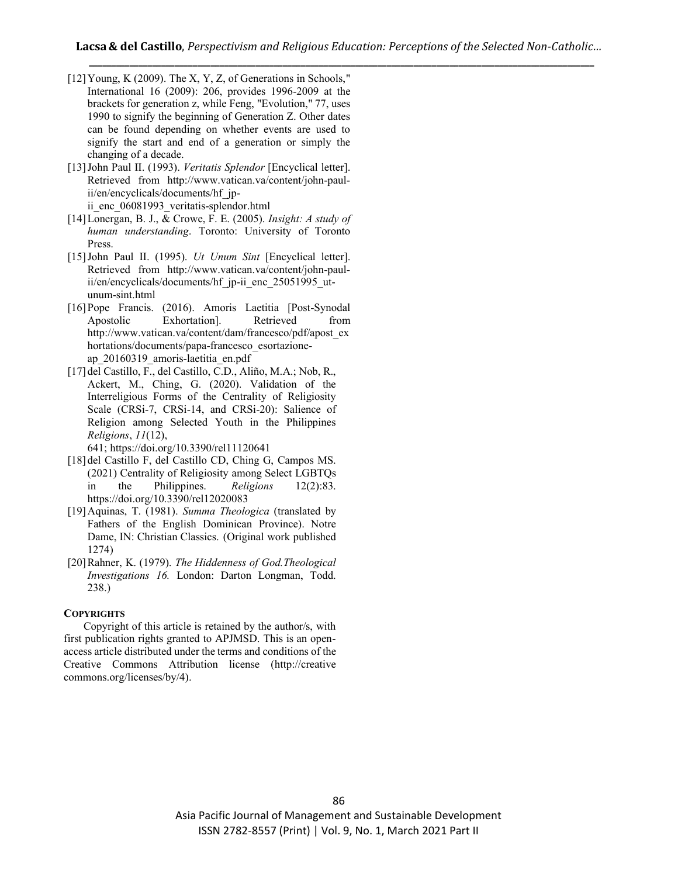[12] Young, K (2009). The X, Y, Z, of Generations in Schools," International 16 (2009): 206, provides 1996-2009 at the brackets for generation z, while Feng, "Evolution," 77, uses 1990 to signify the beginning of Generation Z. Other dates can be found depending on whether events are used to signify the start and end of a generation or simply the changing of a decade.

[13] John Paul II. (1993). *Veritatis Splendor* [Encyclical letter]. Retrieved from http://www.vatican.va/content/john-paul-ii/en/encyclicals/documents/hf_jp-ii_enc_06081993_veritatis-splendor.html

[14] Lonergan, B. J., & Crowe, F. E. (2005). *Insight: A study of human understanding*. Toronto: University of Toronto Press.

[15] John Paul II. (1995). *Ut Unum Sint* [Encyclical letter]. Retrieved from http://www.vatican.va/content/john-paul-ii/en/encyclicals/documents/hf_jp-ii_enc_25051995_ut-unum-sint.html

[16] Pope Francis. (2016). Amoris Laetitia [Post-Synodal Apostolic Exhortation]. Retrieved from http://www.vatican.va/content/dam/francesco/pdf/apost_exhortations/documents/papa-francesco_esortazione-ap_20160319_amoris-laetitia_en.pdf

[17] del Castillo, F., del Castillo, C.D., Aliño, M.A.; Nob, R., Ackert, M., Ching, G. (2020). Validation of the Interreligious Forms of the Centrality of Religiosity Scale (CRSi-7, CRSi-14, and CRSi-20): Salience of Religion among Selected Youth in the Philippines *Religions*, *11*(12), 641; https://doi.org/10.3390/rel11120641

[18] del Castillo F, del Castillo CD, Ching G, Campos MS. (2021) Centrality of Religiosity among Select LGBTQs in the Philippines. *Religions* 12(2):83. https://doi.org/10.3390/rel12020083

[19] Aquinas, T. (1981). *Summa Theologica* (translated by Fathers of the English Dominican Province). Notre Dame, IN: Christian Classics. (Original work published 1274)

[20] Rahner, K. (1979). *The Hiddenness of God.Theological Investigations 16.* London: Darton Longman, Todd. 238.)

**COPYRIGHTS**

Copyright of this article is retained by the author/s, with first publication rights granted to APJMSD. This is an open-access article distributed under the terms and conditions of the Creative Commons Attribution license (http://creative commons.org/licenses/by/4).